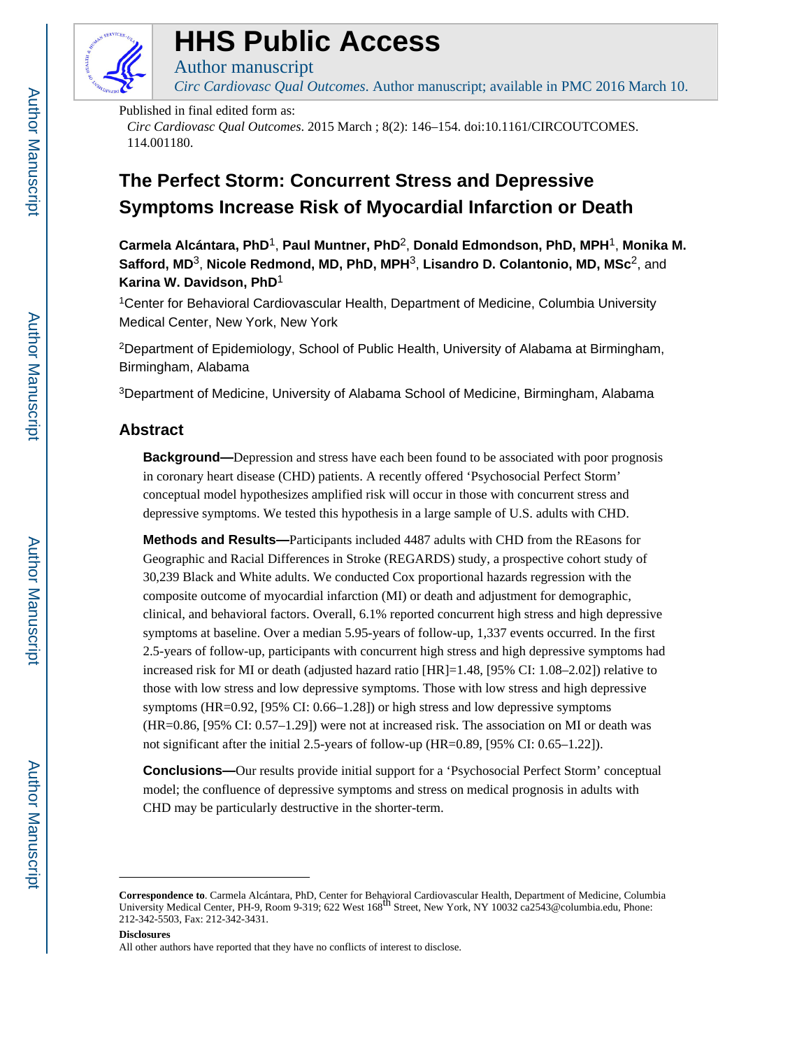# HHS Public Access

Author manuscript

*Circ Cardiovasc Qual Outcomes*. Author manuscript; available in PMC 2016 March 10.

Published in final edited form as:

*Circ Cardiovasc Qual Outcomes*. 2015 March ; 8(2): 146–154. doi:10.1161/CIRCOUTCOMES.114.001180.

# The Perfect Storm: Concurrent Stress and Depressive Symptoms Increase Risk of Myocardial Infarction or Death

**Carmela Alcántara, PhD**[1], **Paul Muntner, PhD**[2], **Donald Edmondson, PhD, MPH**[1], **Monika M. Safford, MD**[3], **Nicole Redmond, MD, PhD, MPH**[3], **Lisandro D. Colantonio, MD, MSc**[2], and **Karina W. Davidson, PhD**[1]

[1]Center for Behavioral Cardiovascular Health, Department of Medicine, Columbia University Medical Center, New York, New York

[2]Department of Epidemiology, School of Public Health, University of Alabama at Birmingham, Birmingham, Alabama

[3]Department of Medicine, University of Alabama School of Medicine, Birmingham, Alabama

## Abstract

**Background—**Depression and stress have each been found to be associated with poor prognosis in coronary heart disease (CHD) patients. A recently offered 'Psychosocial Perfect Storm' conceptual model hypothesizes amplified risk will occur in those with concurrent stress and depressive symptoms. We tested this hypothesis in a large sample of U.S. adults with CHD.

**Methods and Results—**Participants included 4487 adults with CHD from the REasons for Geographic and Racial Differences in Stroke (REGARDS) study, a prospective cohort study of 30,239 Black and White adults. We conducted Cox proportional hazards regression with the composite outcome of myocardial infarction (MI) or death and adjustment for demographic, clinical, and behavioral factors. Overall, 6.1% reported concurrent high stress and high depressive symptoms at baseline. Over a median 5.95-years of follow-up, 1,337 events occurred. In the first 2.5-years of follow-up, participants with concurrent high stress and high depressive symptoms had increased risk for MI or death (adjusted hazard ratio [HR]=1.48, [95% CI: 1.08–2.02]) relative to those with low stress and low depressive symptoms. Those with low stress and high depressive symptoms (HR=0.92, [95% CI: 0.66–1.28]) or high stress and low depressive symptoms (HR=0.86, [95% CI: 0.57–1.29]) were not at increased risk. The association on MI or death was not significant after the initial 2.5-years of follow-up (HR=0.89, [95% CI: 0.65–1.22]).

**Conclusions—**Our results provide initial support for a 'Psychosocial Perfect Storm' conceptual model; the confluence of depressive symptoms and stress on medical prognosis in adults with CHD may be particularly destructive in the shorter-term.

---

**Correspondence to**. Carmela Alcántara, PhD, Center for Behavioral Cardiovascular Health, Department of Medicine, Columbia University Medical Center, PH-9, Room 9-319; 622 West 168th Street, New York, NY 10032 ca2543@columbia.edu, Phone: 212-342-5503, Fax: 212-342-3431.

**Disclosures**

All other authors have reported that they have no conflicts of interest to disclose.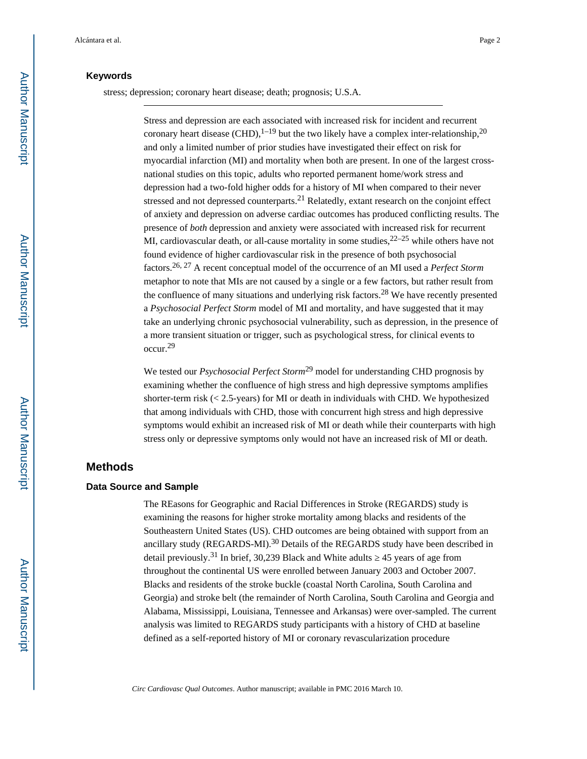### Keywords

stress; depression; coronary heart disease; death; prognosis; U.S.A.

Stress and depression are each associated with increased risk for incident and recurrent coronary heart disease (CHD),[1–19] but the two likely have a complex inter-relationship,[20] and only a limited number of prior studies have investigated their effect on risk for myocardial infarction (MI) and mortality when both are present. In one of the largest cross-national studies on this topic, adults who reported permanent home/work stress and depression had a two-fold higher odds for a history of MI when compared to their never stressed and not depressed counterparts.[21] Relatedly, extant research on the conjoint effect of anxiety and depression on adverse cardiac outcomes has produced conflicting results. The presence of *both* depression and anxiety were associated with increased risk for recurrent MI, cardiovascular death, or all-cause mortality in some studies,[22–25] while others have not found evidence of higher cardiovascular risk in the presence of both psychosocial factors.[26, 27] A recent conceptual model of the occurrence of an MI used a *Perfect Storm* metaphor to note that MIs are not caused by a single or a few factors, but rather result from the confluence of many situations and underlying risk factors.[28] We have recently presented a *Psychosocial Perfect Storm* model of MI and mortality, and have suggested that it may take an underlying chronic psychosocial vulnerability, such as depression, in the presence of a more transient situation or trigger, such as psychological stress, for clinical events to occur.[29]

We tested our *Psychosocial Perfect Storm*[29] model for understanding CHD prognosis by examining whether the confluence of high stress and high depressive symptoms amplifies shorter-term risk (< 2.5-years) for MI or death in individuals with CHD. We hypothesized that among individuals with CHD, those with concurrent high stress and high depressive symptoms would exhibit an increased risk of MI or death while their counterparts with high stress only or depressive symptoms only would not have an increased risk of MI or death.

## Methods

### Data Source and Sample

The REasons for Geographic and Racial Differences in Stroke (REGARDS) study is examining the reasons for higher stroke mortality among blacks and residents of the Southeastern United States (US). CHD outcomes are being obtained with support from an ancillary study (REGARDS-MI).[30] Details of the REGARDS study have been described in detail previously.[31] In brief, 30,239 Black and White adults ≥ 45 years of age from throughout the continental US were enrolled between January 2003 and October 2007. Blacks and residents of the stroke buckle (coastal North Carolina, South Carolina and Georgia) and stroke belt (the remainder of North Carolina, South Carolina and Georgia and Alabama, Mississippi, Louisiana, Tennessee and Arkansas) were over-sampled. The current analysis was limited to REGARDS study participants with a history of CHD at baseline defined as a self-reported history of MI or coronary revascularization procedure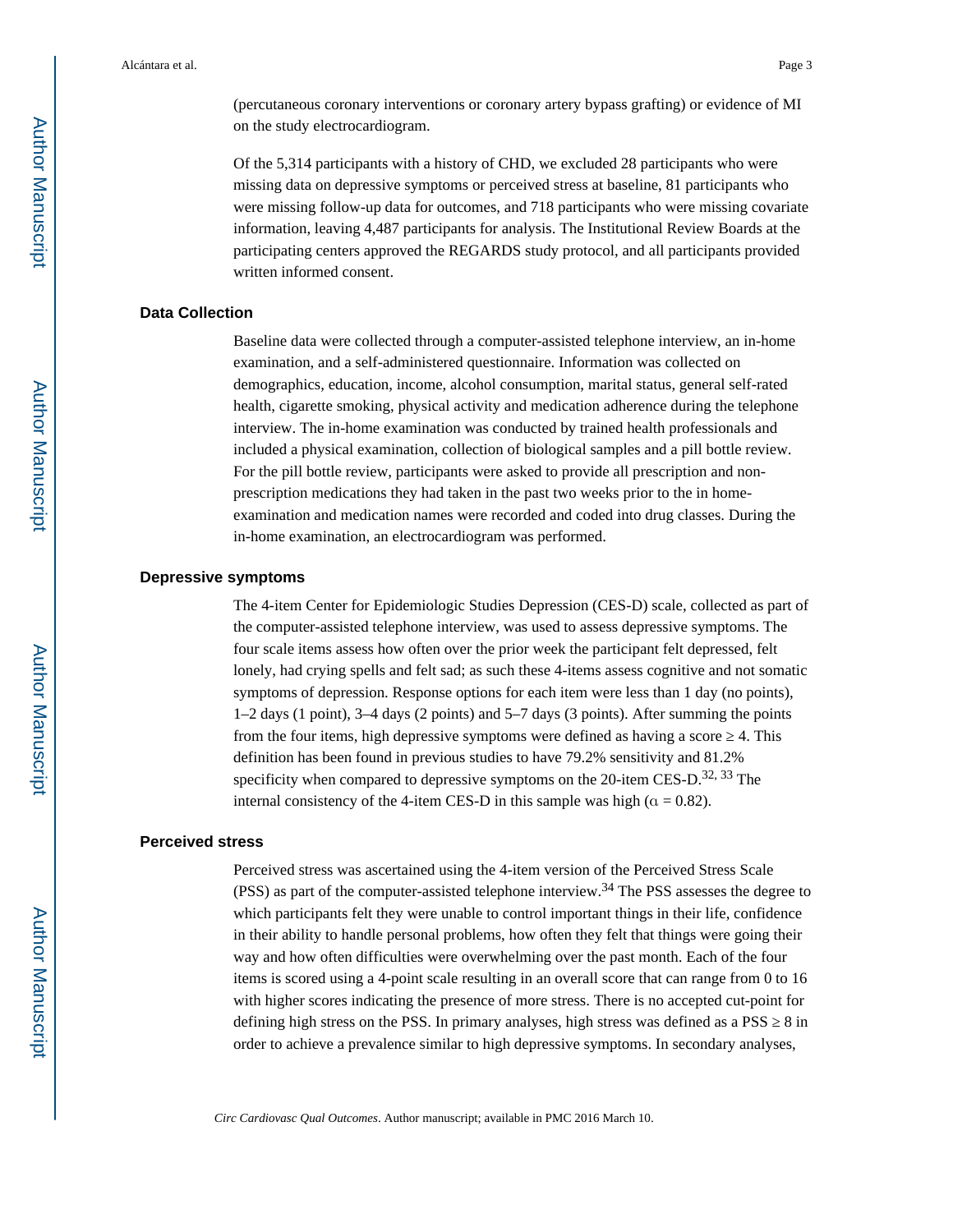(percutaneous coronary interventions or coronary artery bypass grafting) or evidence of MI on the study electrocardiogram.

Of the 5,314 participants with a history of CHD, we excluded 28 participants who were missing data on depressive symptoms or perceived stress at baseline, 81 participants who were missing follow-up data for outcomes, and 718 participants who were missing covariate information, leaving 4,487 participants for analysis. The Institutional Review Boards at the participating centers approved the REGARDS study protocol, and all participants provided written informed consent.

## Data Collection

Baseline data were collected through a computer-assisted telephone interview, an in-home examination, and a self-administered questionnaire. Information was collected on demographics, education, income, alcohol consumption, marital status, general self-rated health, cigarette smoking, physical activity and medication adherence during the telephone interview. The in-home examination was conducted by trained health professionals and included a physical examination, collection of biological samples and a pill bottle review. For the pill bottle review, participants were asked to provide all prescription and non-prescription medications they had taken in the past two weeks prior to the in home-examination and medication names were recorded and coded into drug classes. During the in-home examination, an electrocardiogram was performed.

## Depressive symptoms

The 4-item Center for Epidemiologic Studies Depression (CES-D) scale, collected as part of the computer-assisted telephone interview, was used to assess depressive symptoms. The four scale items assess how often over the prior week the participant felt depressed, felt lonely, had crying spells and felt sad; as such these 4-items assess cognitive and not somatic symptoms of depression. Response options for each item were less than 1 day (no points), 1–2 days (1 point), 3–4 days (2 points) and 5–7 days (3 points). After summing the points from the four items, high depressive symptoms were defined as having a score $\geq 4$. This definition has been found in previous studies to have 79.2% sensitivity and 81.2% specificity when compared to depressive symptoms on the 20-item CES-D.[32, 33] The internal consistency of the 4-item CES-D in this sample was high ($\alpha = 0.82$).

## Perceived stress

Perceived stress was ascertained using the 4-item version of the Perceived Stress Scale (PSS) as part of the computer-assisted telephone interview.[34] The PSS assesses the degree to which participants felt they were unable to control important things in their life, confidence in their ability to handle personal problems, how often they felt that things were going their way and how often difficulties were overwhelming over the past month. Each of the four items is scored using a 4-point scale resulting in an overall score that can range from 0 to 16 with higher scores indicating the presence of more stress. There is no accepted cut-point for defining high stress on the PSS. In primary analyses, high stress was defined as a PSS $\geq 8$ in order to achieve a prevalence similar to high depressive symptoms. In secondary analyses,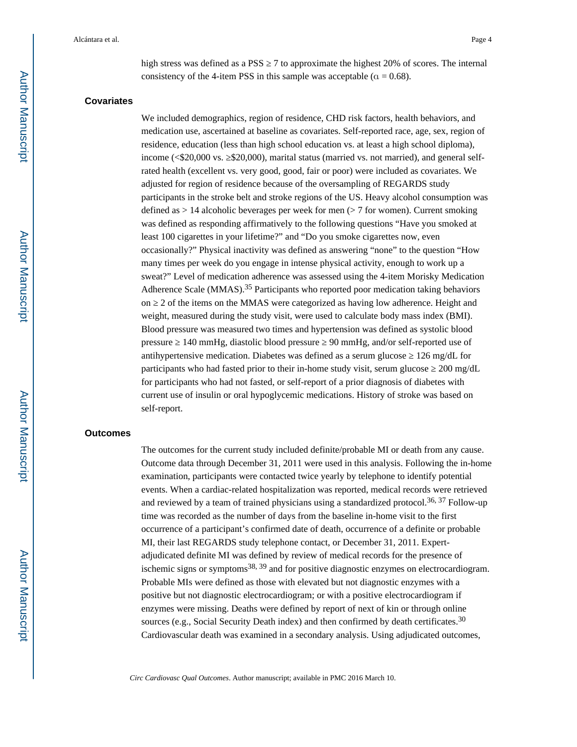high stress was defined as a PSS ≥ 7 to approximate the highest 20% of scores. The internal consistency of the 4-item PSS in this sample was acceptable ($\alpha = 0.68$).

## Covariates

We included demographics, region of residence, CHD risk factors, health behaviors, and medication use, ascertained at baseline as covariates. Self-reported race, age, sex, region of residence, education (less than high school education vs. at least a high school diploma), income (<$20,000 vs. ≥$20,000), marital status (married vs. not married), and general self-rated health (excellent vs. very good, good, fair or poor) were included as covariates. We adjusted for region of residence because of the oversampling of REGARDS study participants in the stroke belt and stroke regions of the US. Heavy alcohol consumption was defined as > 14 alcoholic beverages per week for men (> 7 for women). Current smoking was defined as responding affirmatively to the following questions "Have you smoked at least 100 cigarettes in your lifetime?" and "Do you smoke cigarettes now, even occasionally?" Physical inactivity was defined as answering "none" to the question "How many times per week do you engage in intense physical activity, enough to work up a sweat?" Level of medication adherence was assessed using the 4-item Morisky Medication Adherence Scale (MMAS).[35] Participants who reported poor medication taking behaviors on ≥ 2 of the items on the MMAS were categorized as having low adherence. Height and weight, measured during the study visit, were used to calculate body mass index (BMI). Blood pressure was measured two times and hypertension was defined as systolic blood pressure ≥ 140 mmHg, diastolic blood pressure ≥ 90 mmHg, and/or self-reported use of antihypertensive medication. Diabetes was defined as a serum glucose ≥ 126 mg/dL for participants who had fasted prior to their in-home study visit, serum glucose ≥ 200 mg/dL for participants who had not fasted, or self-report of a prior diagnosis of diabetes with current use of insulin or oral hypoglycemic medications. History of stroke was based on self-report.

## Outcomes

The outcomes for the current study included definite/probable MI or death from any cause. Outcome data through December 31, 2011 were used in this analysis. Following the in-home examination, participants were contacted twice yearly by telephone to identify potential events. When a cardiac-related hospitalization was reported, medical records were retrieved and reviewed by a team of trained physicians using a standardized protocol.[36, 37] Follow-up time was recorded as the number of days from the baseline in-home visit to the first occurrence of a participant's confirmed date of death, occurrence of a definite or probable MI, their last REGARDS study telephone contact, or December 31, 2011. Expert-adjudicated definite MI was defined by review of medical records for the presence of ischemic signs or symptoms[38, 39] and for positive diagnostic enzymes on electrocardiogram. Probable MIs were defined as those with elevated but not diagnostic enzymes with a positive but not diagnostic electrocardiogram; or with a positive electrocardiogram if enzymes were missing. Deaths were defined by report of next of kin or through online sources (e.g., Social Security Death index) and then confirmed by death certificates.[30] Cardiovascular death was examined in a secondary analysis. Using adjudicated outcomes,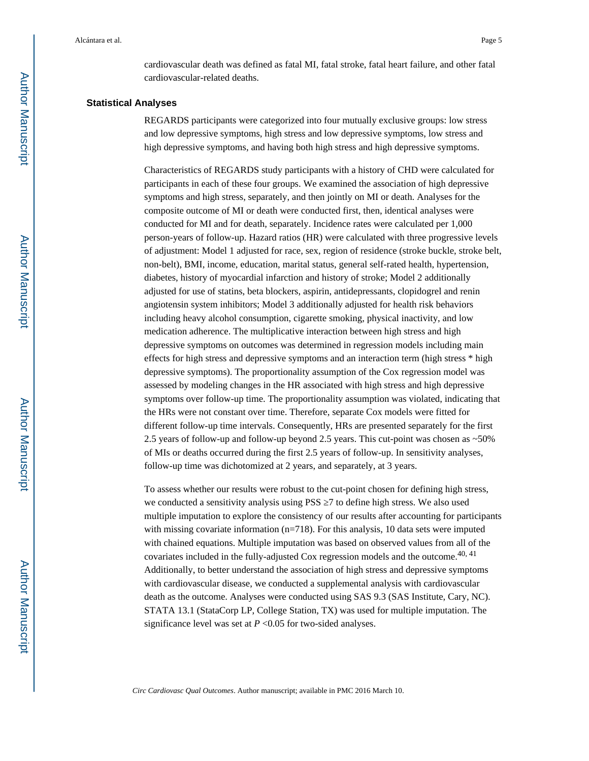cardiovascular death was defined as fatal MI, fatal stroke, fatal heart failure, and other fatal cardiovascular-related deaths.

### Statistical Analyses

REGARDS participants were categorized into four mutually exclusive groups: low stress and low depressive symptoms, high stress and low depressive symptoms, low stress and high depressive symptoms, and having both high stress and high depressive symptoms.

Characteristics of REGARDS study participants with a history of CHD were calculated for participants in each of these four groups. We examined the association of high depressive symptoms and high stress, separately, and then jointly on MI or death. Analyses for the composite outcome of MI or death were conducted first, then, identical analyses were conducted for MI and for death, separately. Incidence rates were calculated per 1,000 person-years of follow-up. Hazard ratios (HR) were calculated with three progressive levels of adjustment: Model 1 adjusted for race, sex, region of residence (stroke buckle, stroke belt, non-belt), BMI, income, education, marital status, general self-rated health, hypertension, diabetes, history of myocardial infarction and history of stroke; Model 2 additionally adjusted for use of statins, beta blockers, aspirin, antidepressants, clopidogrel and renin angiotensin system inhibitors; Model 3 additionally adjusted for health risk behaviors including heavy alcohol consumption, cigarette smoking, physical inactivity, and low medication adherence. The multiplicative interaction between high stress and high depressive symptoms on outcomes was determined in regression models including main effects for high stress and depressive symptoms and an interaction term (high stress * high depressive symptoms). The proportionality assumption of the Cox regression model was assessed by modeling changes in the HR associated with high stress and high depressive symptoms over follow-up time. The proportionality assumption was violated, indicating that the HRs were not constant over time. Therefore, separate Cox models were fitted for different follow-up time intervals. Consequently, HRs are presented separately for the first 2.5 years of follow-up and follow-up beyond 2.5 years. This cut-point was chosen as ~50% of MIs or deaths occurred during the first 2.5 years of follow-up. In sensitivity analyses, follow-up time was dichotomized at 2 years, and separately, at 3 years.

To assess whether our results were robust to the cut-point chosen for defining high stress, we conducted a sensitivity analysis using PSS $\geq$7 to define high stress. We also used multiple imputation to explore the consistency of our results after accounting for participants with missing covariate information (n=718). For this analysis, 10 data sets were imputed with chained equations. Multiple imputation was based on observed values from all of the covariates included in the fully-adjusted Cox regression models and the outcome.[40, 41] Additionally, to better understand the association of high stress and depressive symptoms with cardiovascular disease, we conducted a supplemental analysis with cardiovascular death as the outcome. Analyses were conducted using SAS 9.3 (SAS Institute, Cary, NC). STATA 13.1 (StataCorp LP, College Station, TX) was used for multiple imputation. The significance level was set at $P$ <0.05 for two-sided analyses.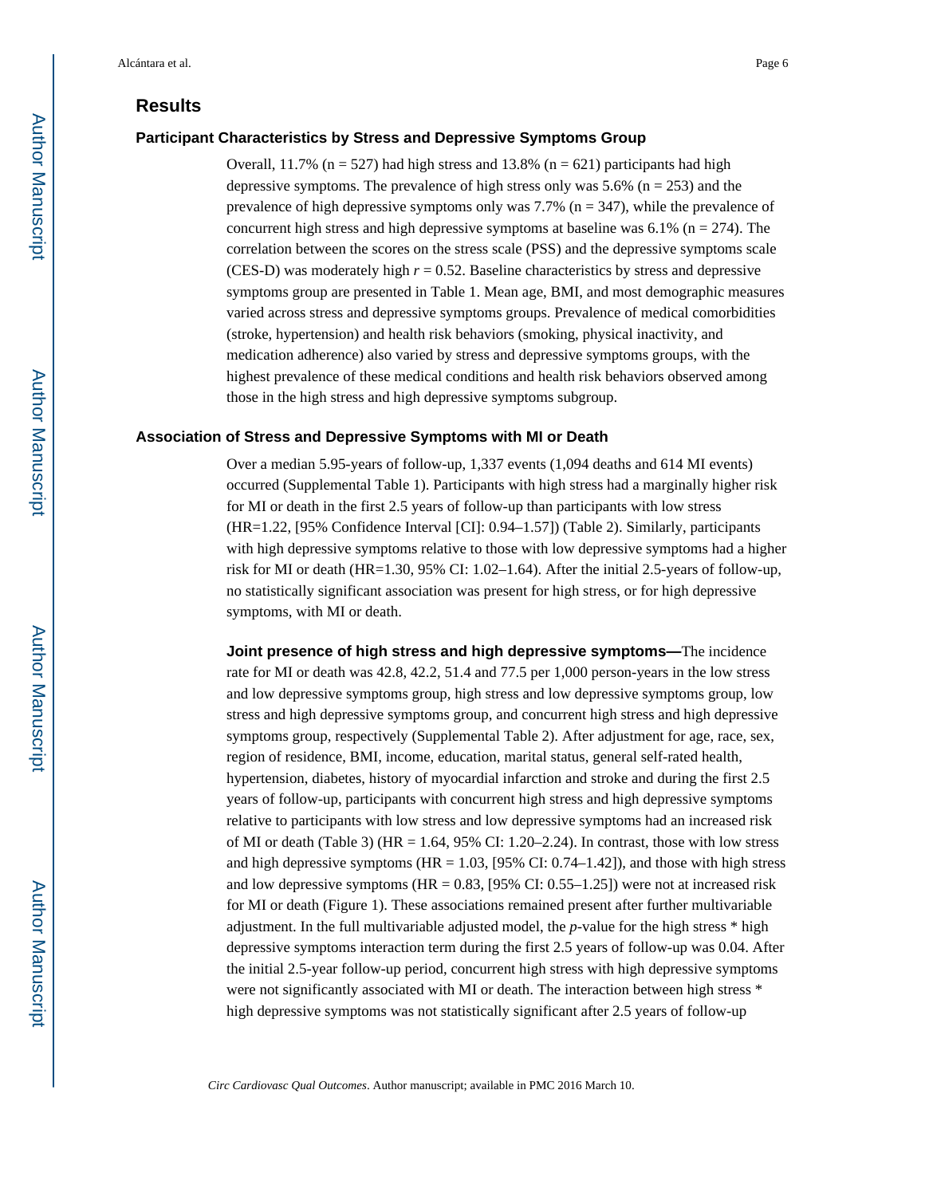## Results

### Participant Characteristics by Stress and Depressive Symptoms Group

Overall, 11.7% (n = 527) had high stress and 13.8% (n = 621) participants had high depressive symptoms. The prevalence of high stress only was 5.6% (n = 253) and the prevalence of high depressive symptoms only was 7.7% (n = 347), while the prevalence of concurrent high stress and high depressive symptoms at baseline was 6.1% (n = 274). The correlation between the scores on the stress scale (PSS) and the depressive symptoms scale (CES-D) was moderately high $r = 0.52$. Baseline characteristics by stress and depressive symptoms group are presented in Table 1. Mean age, BMI, and most demographic measures varied across stress and depressive symptoms groups. Prevalence of medical comorbidities (stroke, hypertension) and health risk behaviors (smoking, physical inactivity, and medication adherence) also varied by stress and depressive symptoms groups, with the highest prevalence of these medical conditions and health risk behaviors observed among those in the high stress and high depressive symptoms subgroup.

### Association of Stress and Depressive Symptoms with MI or Death

Over a median 5.95-years of follow-up, 1,337 events (1,094 deaths and 614 MI events) occurred (Supplemental Table 1). Participants with high stress had a marginally higher risk for MI or death in the first 2.5 years of follow-up than participants with low stress (HR=1.22, [95% Confidence Interval [CI]: 0.94–1.57]) (Table 2). Similarly, participants with high depressive symptoms relative to those with low depressive symptoms had a higher risk for MI or death (HR=1.30, 95% CI: 1.02–1.64). After the initial 2.5-years of follow-up, no statistically significant association was present for high stress, or for high depressive symptoms, with MI or death.

**Joint presence of high stress and high depressive symptoms—**The incidence rate for MI or death was 42.8, 42.2, 51.4 and 77.5 per 1,000 person-years in the low stress and low depressive symptoms group, high stress and low depressive symptoms group, low stress and high depressive symptoms group, and concurrent high stress and high depressive symptoms group, respectively (Supplemental Table 2). After adjustment for age, race, sex, region of residence, BMI, income, education, marital status, general self-rated health, hypertension, diabetes, history of myocardial infarction and stroke and during the first 2.5 years of follow-up, participants with concurrent high stress and high depressive symptoms relative to participants with low stress and low depressive symptoms had an increased risk of MI or death (Table 3) (HR = 1.64, 95% CI: 1.20–2.24). In contrast, those with low stress and high depressive symptoms (HR = 1.03, [95% CI: 0.74–1.42]), and those with high stress and low depressive symptoms (HR = 0.83, [95% CI: 0.55–1.25]) were not at increased risk for MI or death (Figure 1). These associations remained present after further multivariable adjustment. In the full multivariable adjusted model, the *p*-value for the high stress * high depressive symptoms interaction term during the first 2.5 years of follow-up was 0.04. After the initial 2.5-year follow-up period, concurrent high stress with high depressive symptoms were not significantly associated with MI or death. The interaction between high stress * high depressive symptoms was not statistically significant after 2.5 years of follow-up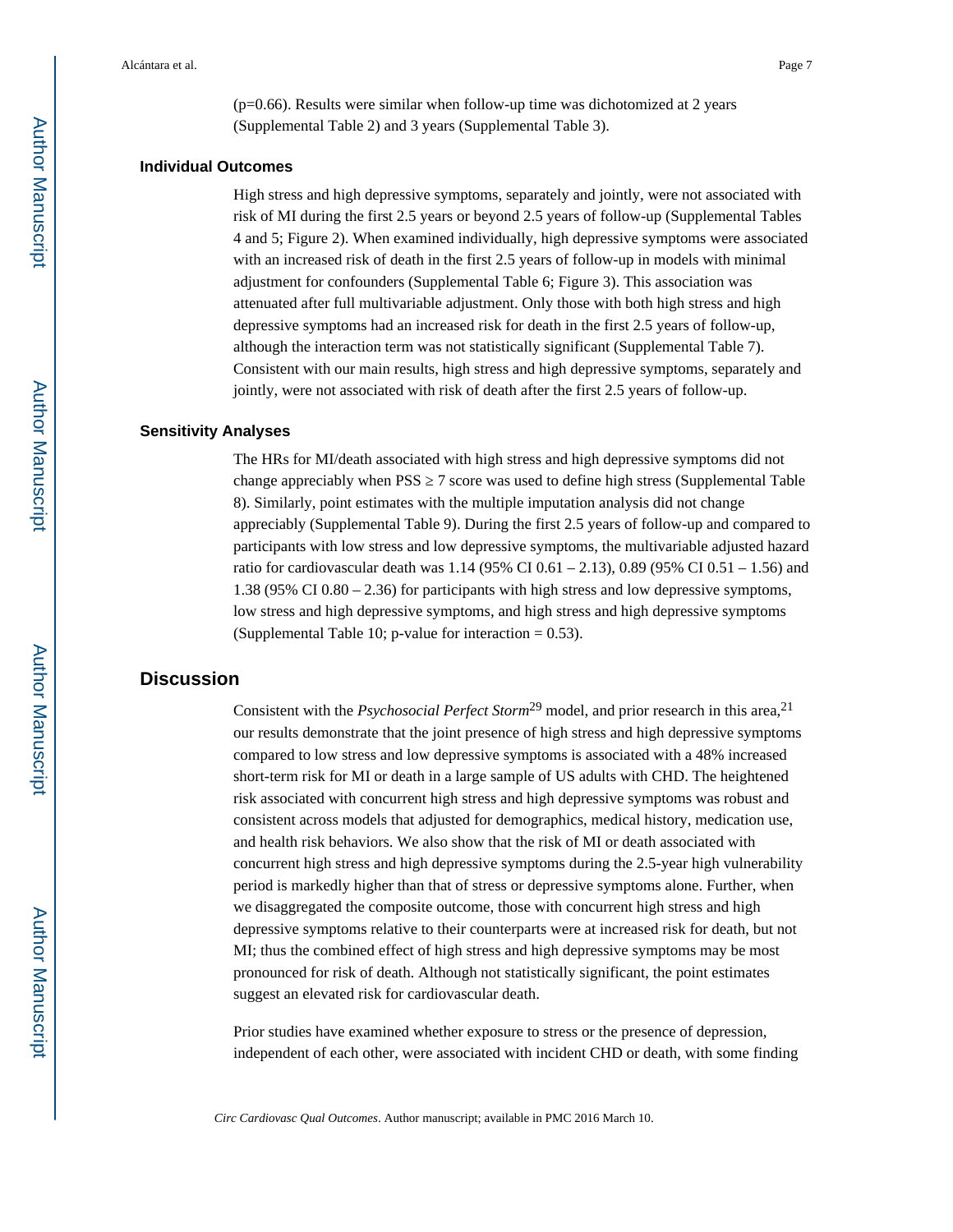(p=0.66). Results were similar when follow-up time was dichotomized at 2 years (Supplemental Table 2) and 3 years (Supplemental Table 3).

### Individual Outcomes

High stress and high depressive symptoms, separately and jointly, were not associated with risk of MI during the first 2.5 years or beyond 2.5 years of follow-up (Supplemental Tables 4 and 5; Figure 2). When examined individually, high depressive symptoms were associated with an increased risk of death in the first 2.5 years of follow-up in models with minimal adjustment for confounders (Supplemental Table 6; Figure 3). This association was attenuated after full multivariable adjustment. Only those with both high stress and high depressive symptoms had an increased risk for death in the first 2.5 years of follow-up, although the interaction term was not statistically significant (Supplemental Table 7). Consistent with our main results, high stress and high depressive symptoms, separately and jointly, were not associated with risk of death after the first 2.5 years of follow-up.

### Sensitivity Analyses

The HRs for MI/death associated with high stress and high depressive symptoms did not change appreciably when PSS ≥ 7 score was used to define high stress (Supplemental Table 8). Similarly, point estimates with the multiple imputation analysis did not change appreciably (Supplemental Table 9). During the first 2.5 years of follow-up and compared to participants with low stress and low depressive symptoms, the multivariable adjusted hazard ratio for cardiovascular death was 1.14 (95% CI 0.61 – 2.13), 0.89 (95% CI 0.51 – 1.56) and 1.38 (95% CI 0.80 – 2.36) for participants with high stress and low depressive symptoms, low stress and high depressive symptoms, and high stress and high depressive symptoms (Supplemental Table 10; p-value for interaction = 0.53).

## Discussion

Consistent with the *Psychosocial Perfect Storm*[29] model, and prior research in this area,[21] our results demonstrate that the joint presence of high stress and high depressive symptoms compared to low stress and low depressive symptoms is associated with a 48% increased short-term risk for MI or death in a large sample of US adults with CHD. The heightened risk associated with concurrent high stress and high depressive symptoms was robust and consistent across models that adjusted for demographics, medical history, medication use, and health risk behaviors. We also show that the risk of MI or death associated with concurrent high stress and high depressive symptoms during the 2.5-year high vulnerability period is markedly higher than that of stress or depressive symptoms alone. Further, when we disaggregated the composite outcome, those with concurrent high stress and high depressive symptoms relative to their counterparts were at increased risk for death, but not MI; thus the combined effect of high stress and high depressive symptoms may be most pronounced for risk of death. Although not statistically significant, the point estimates suggest an elevated risk for cardiovascular death.

Prior studies have examined whether exposure to stress or the presence of depression, independent of each other, were associated with incident CHD or death, with some finding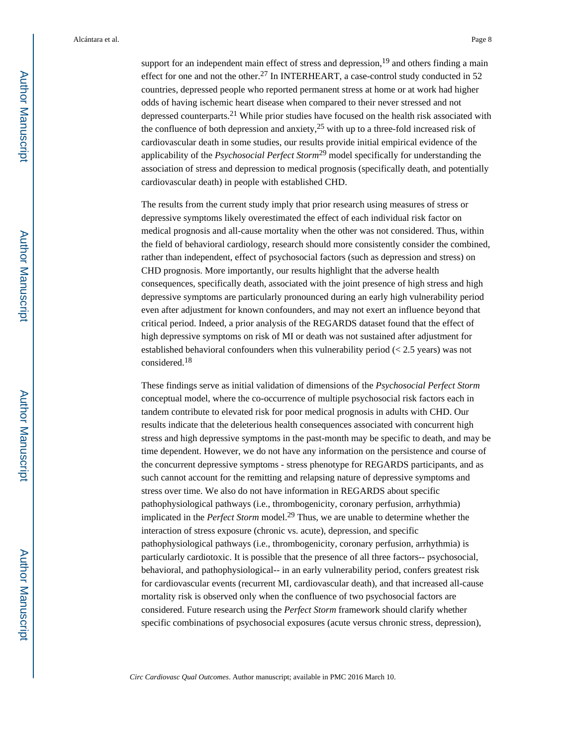support for an independent main effect of stress and depression,[19] and others finding a main effect for one and not the other.[27] In INTERHEART, a case-control study conducted in 52 countries, depressed people who reported permanent stress at home or at work had higher odds of having ischemic heart disease when compared to their never stressed and not depressed counterparts.[21] While prior studies have focused on the health risk associated with the confluence of both depression and anxiety,[25] with up to a three-fold increased risk of cardiovascular death in some studies, our results provide initial empirical evidence of the applicability of the *Psychosocial Perfect Storm*[29] model specifically for understanding the association of stress and depression to medical prognosis (specifically death, and potentially cardiovascular death) in people with established CHD.

The results from the current study imply that prior research using measures of stress or depressive symptoms likely overestimated the effect of each individual risk factor on medical prognosis and all-cause mortality when the other was not considered. Thus, within the field of behavioral cardiology, research should more consistently consider the combined, rather than independent, effect of psychosocial factors (such as depression and stress) on CHD prognosis. More importantly, our results highlight that the adverse health consequences, specifically death, associated with the joint presence of high stress and high depressive symptoms are particularly pronounced during an early high vulnerability period even after adjustment for known confounders, and may not exert an influence beyond that critical period. Indeed, a prior analysis of the REGARDS dataset found that the effect of high depressive symptoms on risk of MI or death was not sustained after adjustment for established behavioral confounders when this vulnerability period (< 2.5 years) was not considered.[18]

These findings serve as initial validation of dimensions of the *Psychosocial Perfect Storm* conceptual model, where the co-occurrence of multiple psychosocial risk factors each in tandem contribute to elevated risk for poor medical prognosis in adults with CHD. Our results indicate that the deleterious health consequences associated with concurrent high stress and high depressive symptoms in the past-month may be specific to death, and may be time dependent. However, we do not have any information on the persistence and course of the concurrent depressive symptoms - stress phenotype for REGARDS participants, and as such cannot account for the remitting and relapsing nature of depressive symptoms and stress over time. We also do not have information in REGARDS about specific pathophysiological pathways (i.e., thrombogenicity, coronary perfusion, arrhythmia) implicated in the *Perfect Storm* model.[29] Thus, we are unable to determine whether the interaction of stress exposure (chronic vs. acute), depression, and specific pathophysiological pathways (i.e., thrombogenicity, coronary perfusion, arrhythmia) is particularly cardiotoxic. It is possible that the presence of all three factors-- psychosocial, behavioral, and pathophysiological-- in an early vulnerability period, confers greatest risk for cardiovascular events (recurrent MI, cardiovascular death), and that increased all-cause mortality risk is observed only when the confluence of two psychosocial factors are considered. Future research using the *Perfect Storm* framework should clarify whether specific combinations of psychosocial exposures (acute versus chronic stress, depression),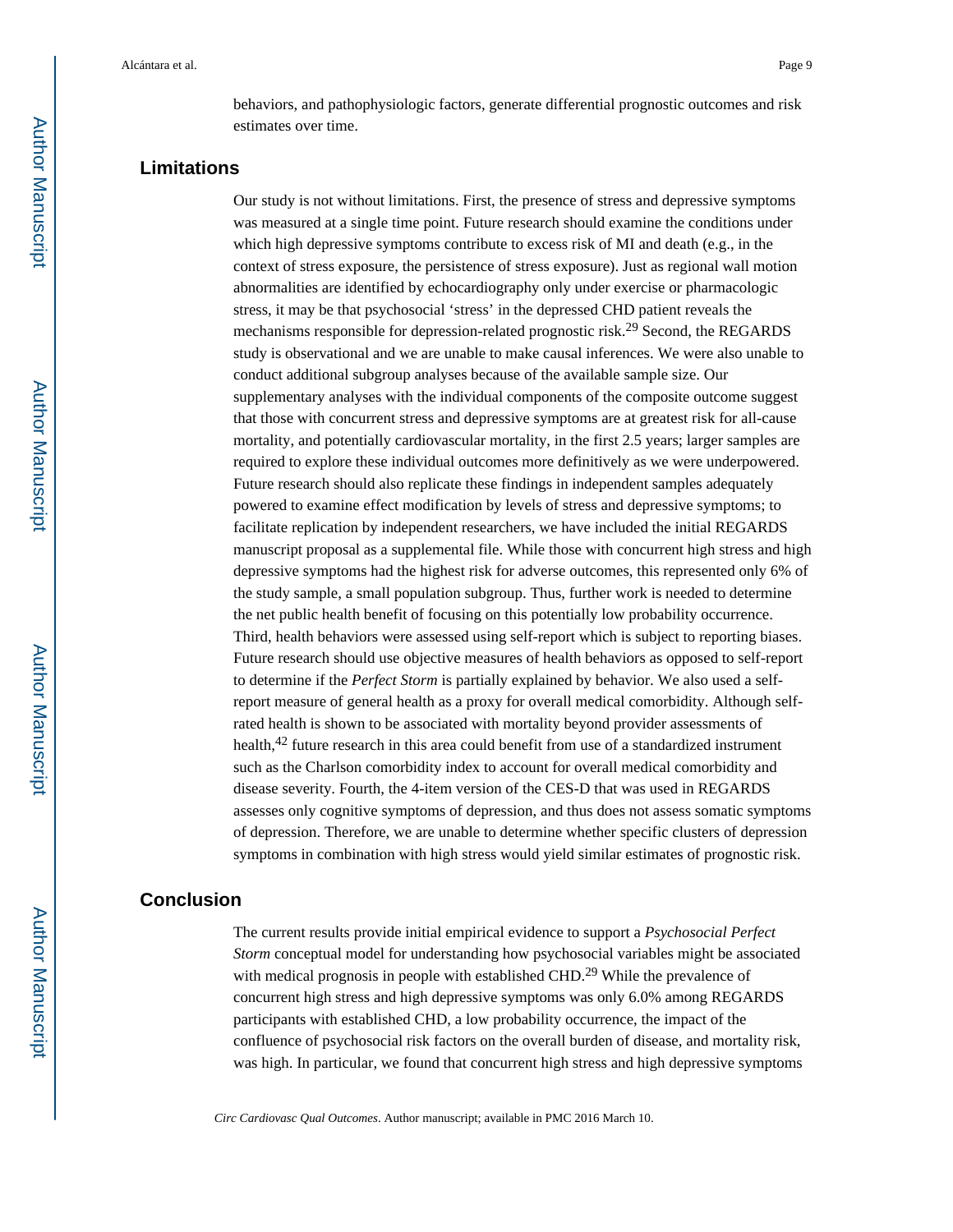behaviors, and pathophysiologic factors, generate differential prognostic outcomes and risk estimates over time.

## Limitations

Our study is not without limitations. First, the presence of stress and depressive symptoms was measured at a single time point. Future research should examine the conditions under which high depressive symptoms contribute to excess risk of MI and death (e.g., in the context of stress exposure, the persistence of stress exposure). Just as regional wall motion abnormalities are identified by echocardiography only under exercise or pharmacologic stress, it may be that psychosocial 'stress' in the depressed CHD patient reveals the mechanisms responsible for depression-related prognostic risk.[29] Second, the REGARDS study is observational and we are unable to make causal inferences. We were also unable to conduct additional subgroup analyses because of the available sample size. Our supplementary analyses with the individual components of the composite outcome suggest that those with concurrent stress and depressive symptoms are at greatest risk for all-cause mortality, and potentially cardiovascular mortality, in the first 2.5 years; larger samples are required to explore these individual outcomes more definitively as we were underpowered. Future research should also replicate these findings in independent samples adequately powered to examine effect modification by levels of stress and depressive symptoms; to facilitate replication by independent researchers, we have included the initial REGARDS manuscript proposal as a supplemental file. While those with concurrent high stress and high depressive symptoms had the highest risk for adverse outcomes, this represented only 6% of the study sample, a small population subgroup. Thus, further work is needed to determine the net public health benefit of focusing on this potentially low probability occurrence. Third, health behaviors were assessed using self-report which is subject to reporting biases. Future research should use objective measures of health behaviors as opposed to self-report to determine if the *Perfect Storm* is partially explained by behavior. We also used a self-report measure of general health as a proxy for overall medical comorbidity. Although self-rated health is shown to be associated with mortality beyond provider assessments of health,[42] future research in this area could benefit from use of a standardized instrument such as the Charlson comorbidity index to account for overall medical comorbidity and disease severity. Fourth, the 4-item version of the CES-D that was used in REGARDS assesses only cognitive symptoms of depression, and thus does not assess somatic symptoms of depression. Therefore, we are unable to determine whether specific clusters of depression symptoms in combination with high stress would yield similar estimates of prognostic risk.

## Conclusion

The current results provide initial empirical evidence to support a *Psychosocial Perfect Storm* conceptual model for understanding how psychosocial variables might be associated with medical prognosis in people with established CHD.[29] While the prevalence of concurrent high stress and high depressive symptoms was only 6.0% among REGARDS participants with established CHD, a low probability occurrence, the impact of the confluence of psychosocial risk factors on the overall burden of disease, and mortality risk, was high. In particular, we found that concurrent high stress and high depressive symptoms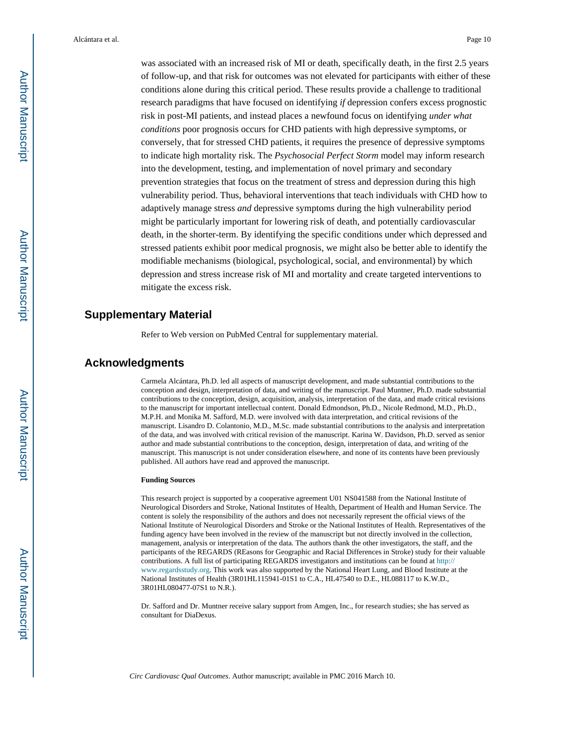was associated with an increased risk of MI or death, specifically death, in the first 2.5 years of follow-up, and that risk for outcomes was not elevated for participants with either of these conditions alone during this critical period. These results provide a challenge to traditional research paradigms that have focused on identifying *if* depression confers excess prognostic risk in post-MI patients, and instead places a newfound focus on identifying *under what conditions* poor prognosis occurs for CHD patients with high depressive symptoms, or conversely, that for stressed CHD patients, it requires the presence of depressive symptoms to indicate high mortality risk. The *Psychosocial Perfect Storm* model may inform research into the development, testing, and implementation of novel primary and secondary prevention strategies that focus on the treatment of stress and depression during this high vulnerability period. Thus, behavioral interventions that teach individuals with CHD how to adaptively manage stress *and* depressive symptoms during the high vulnerability period might be particularly important for lowering risk of death, and potentially cardiovascular death, in the shorter-term. By identifying the specific conditions under which depressed and stressed patients exhibit poor medical prognosis, we might also be better able to identify the modifiable mechanisms (biological, psychological, social, and environmental) by which depression and stress increase risk of MI and mortality and create targeted interventions to mitigate the excess risk.

## Supplementary Material

Refer to Web version on PubMed Central for supplementary material.

## Acknowledgments

Carmela Alcántara, Ph.D. led all aspects of manuscript development, and made substantial contributions to the conception and design, interpretation of data, and writing of the manuscript. Paul Muntner, Ph.D. made substantial contributions to the conception, design, acquisition, analysis, interpretation of the data, and made critical revisions to the manuscript for important intellectual content. Donald Edmondson, Ph.D., Nicole Redmond, M.D., Ph.D., M.P.H. and Monika M. Safford, M.D. were involved with data interpretation, and critical revisions of the manuscript. Lisandro D. Colantonio, M.D., M.Sc. made substantial contributions to the analysis and interpretation of the data, and was involved with critical revision of the manuscript. Karina W. Davidson, Ph.D. served as senior author and made substantial contributions to the conception, design, interpretation of data, and writing of the manuscript. This manuscript is not under consideration elsewhere, and none of its contents have been previously published. All authors have read and approved the manuscript.

#### Funding Sources

This research project is supported by a cooperative agreement U01 NS041588 from the National Institute of Neurological Disorders and Stroke, National Institutes of Health, Department of Health and Human Service. The content is solely the responsibility of the authors and does not necessarily represent the official views of the National Institute of Neurological Disorders and Stroke or the National Institutes of Health. Representatives of the funding agency have been involved in the review of the manuscript but not directly involved in the collection, management, analysis or interpretation of the data. The authors thank the other investigators, the staff, and the participants of the REGARDS (REasons for Geographic and Racial Differences in Stroke) study for their valuable contributions. A full list of participating REGARDS investigators and institutions can be found at http://www.regardsstudy.org. This work was also supported by the National Heart Lung, and Blood Institute at the National Institutes of Health (3R01HL115941-01S1 to C.A., HL47540 to D.E., HL088117 to K.W.D., 3R01HL080477-07S1 to N.R.).

Dr. Safford and Dr. Muntner receive salary support from Amgen, Inc., for research studies; she has served as consultant for DiaDexus.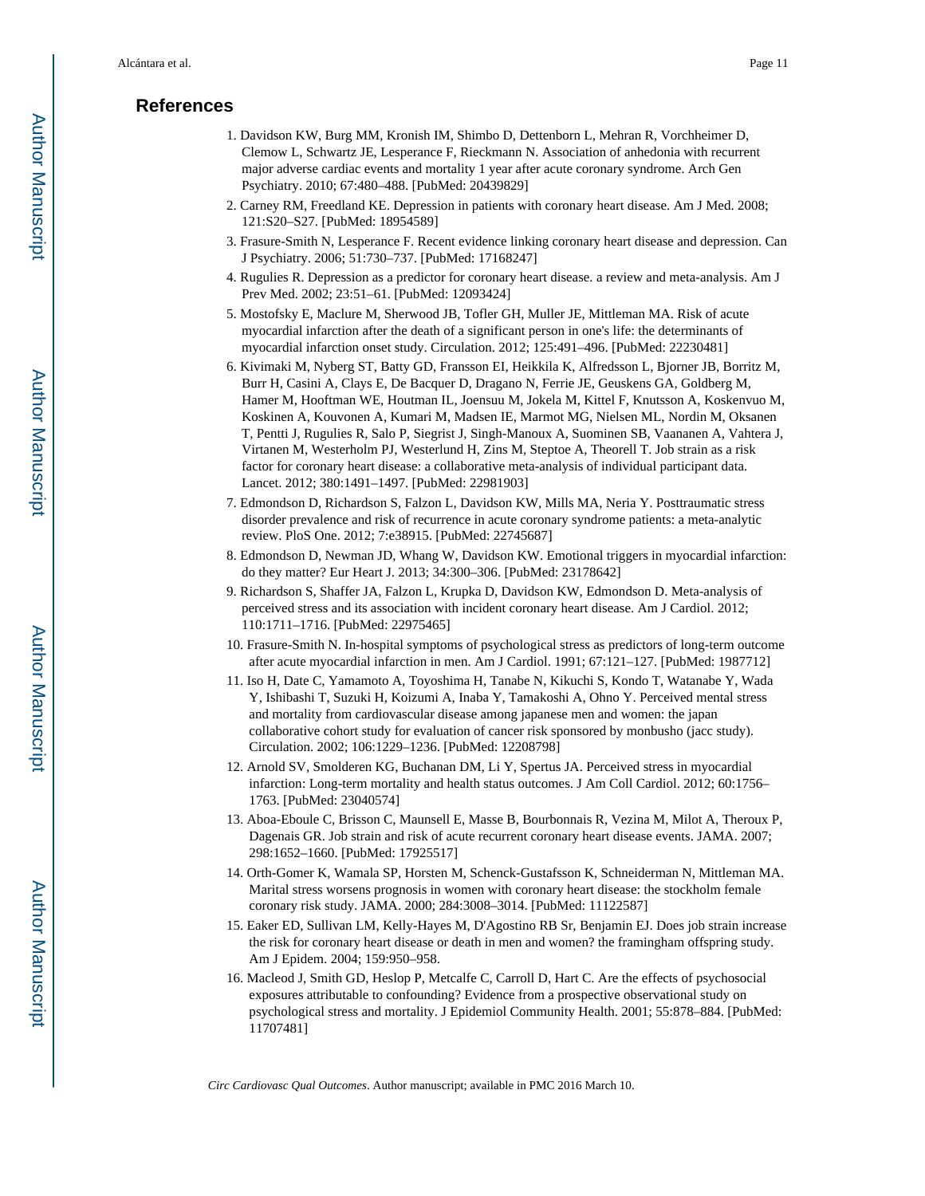## References

1. Davidson KW, Burg MM, Kronish IM, Shimbo D, Dettenborn L, Mehran R, Vorchheimer D, Clemow L, Schwartz JE, Lesperance F, Rieckmann N. Association of anhedonia with recurrent major adverse cardiac events and mortality 1 year after acute coronary syndrome. Arch Gen Psychiatry. 2010; 67:480–488. [PubMed: 20439829]
2. Carney RM, Freedland KE. Depression in patients with coronary heart disease. Am J Med. 2008; 121:S20–S27. [PubMed: 18954589]
3. Frasure-Smith N, Lesperance F. Recent evidence linking coronary heart disease and depression. Can J Psychiatry. 2006; 51:730–737. [PubMed: 17168247]
4. Rugulies R. Depression as a predictor for coronary heart disease. a review and meta-analysis. Am J Prev Med. 2002; 23:51–61. [PubMed: 12093424]
5. Mostofsky E, Maclure M, Sherwood JB, Tofler GH, Muller JE, Mittleman MA. Risk of acute myocardial infarction after the death of a significant person in one's life: the determinants of myocardial infarction onset study. Circulation. 2012; 125:491–496. [PubMed: 22230481]
6. Kivimaki M, Nyberg ST, Batty GD, Fransson EI, Heikkila K, Alfredsson L, Bjorner JB, Borritz M, Burr H, Casini A, Clays E, De Bacquer D, Dragano N, Ferrie JE, Geuskens GA, Goldberg M, Hamer M, Hooftman WE, Houtman IL, Joensuu M, Jokela M, Kittel F, Knutsson A, Koskenvuo M, Koskinen A, Kouvonen A, Kumari M, Madsen IE, Marmot MG, Nielsen ML, Nordin M, Oksanen T, Pentti J, Rugulies R, Salo P, Siegrist J, Singh-Manoux A, Suominen SB, Vaananen A, Vahtera J, Virtanen M, Westerholm PJ, Westerlund H, Zins M, Steptoe A, Theorell T. Job strain as a risk factor for coronary heart disease: a collaborative meta-analysis of individual participant data. Lancet. 2012; 380:1491–1497. [PubMed: 22981903]
7. Edmondson D, Richardson S, Falzon L, Davidson KW, Mills MA, Neria Y. Posttraumatic stress disorder prevalence and risk of recurrence in acute coronary syndrome patients: a meta-analytic review. PloS One. 2012; 7:e38915. [PubMed: 22745687]
8. Edmondson D, Newman JD, Whang W, Davidson KW. Emotional triggers in myocardial infarction: do they matter? Eur Heart J. 2013; 34:300–306. [PubMed: 23178642]
9. Richardson S, Shaffer JA, Falzon L, Krupka D, Davidson KW, Edmondson D. Meta-analysis of perceived stress and its association with incident coronary heart disease. Am J Cardiol. 2012; 110:1711–1716. [PubMed: 22975465]
10. Frasure-Smith N. In-hospital symptoms of psychological stress as predictors of long-term outcome after acute myocardial infarction in men. Am J Cardiol. 1991; 67:121–127. [PubMed: 1987712]
11. Iso H, Date C, Yamamoto A, Toyoshima H, Tanabe N, Kikuchi S, Kondo T, Watanabe Y, Wada Y, Ishibashi T, Suzuki H, Koizumi A, Inaba Y, Tamakoshi A, Ohno Y. Perceived mental stress and mortality from cardiovascular disease among japanese men and women: the japan collaborative cohort study for evaluation of cancer risk sponsored by monbusho (jacc study). Circulation. 2002; 106:1229–1236. [PubMed: 12208798]
12. Arnold SV, Smolderen KG, Buchanan DM, Li Y, Spertus JA. Perceived stress in myocardial infarction: Long-term mortality and health status outcomes. J Am Coll Cardiol. 2012; 60:1756–1763. [PubMed: 23040574]
13. Aboa-Eboule C, Brisson C, Maunsell E, Masse B, Bourbonnais R, Vezina M, Milot A, Theroux P, Dagenais GR. Job strain and risk of acute recurrent coronary heart disease events. JAMA. 2007; 298:1652–1660. [PubMed: 17925517]
14. Orth-Gomer K, Wamala SP, Horsten M, Schenck-Gustafsson K, Schneiderman N, Mittleman MA. Marital stress worsens prognosis in women with coronary heart disease: the stockholm female coronary risk study. JAMA. 2000; 284:3008–3014. [PubMed: 11122587]
15. Eaker ED, Sullivan LM, Kelly-Hayes M, D'Agostino RB Sr, Benjamin EJ. Does job strain increase the risk for coronary heart disease or death in men and women? the framingham offspring study. Am J Epidem. 2004; 159:950–958.
16. Macleod J, Smith GD, Heslop P, Metcalfe C, Carroll D, Hart C. Are the effects of psychosocial exposures attributable to confounding? Evidence from a prospective observational study on psychological stress and mortality. J Epidemiol Community Health. 2001; 55:878–884. [PubMed: 11707481]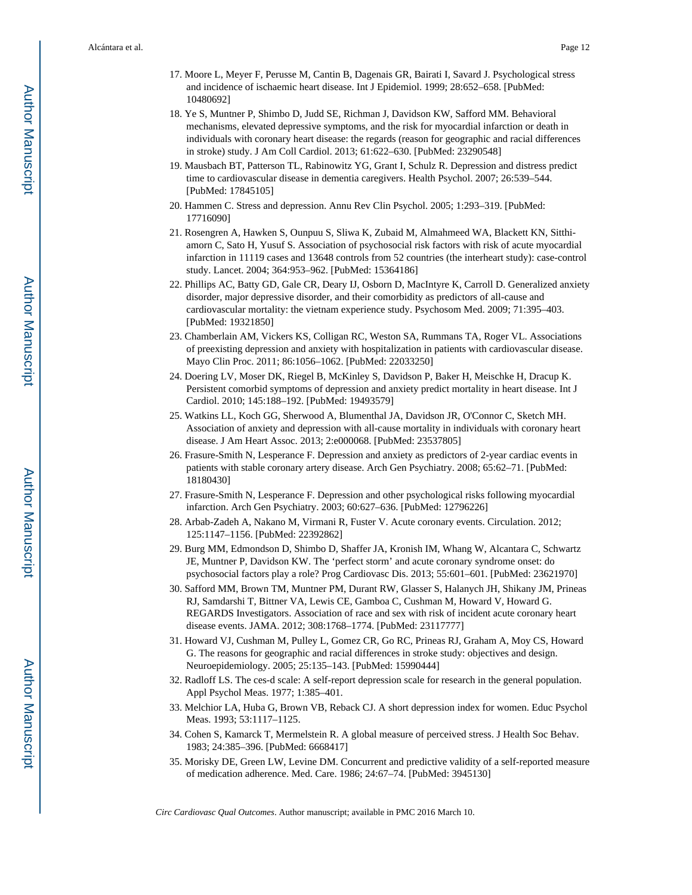17. Moore L, Meyer F, Perusse M, Cantin B, Dagenais GR, Bairati I, Savard J. Psychological stress and incidence of ischaemic heart disease. Int J Epidemiol. 1999; 28:652–658. [PubMed: 10480692]
18. Ye S, Muntner P, Shimbo D, Judd SE, Richman J, Davidson KW, Safford MM. Behavioral mechanisms, elevated depressive symptoms, and the risk for myocardial infarction or death in individuals with coronary heart disease: the regards (reason for geographic and racial differences in stroke) study. J Am Coll Cardiol. 2013; 61:622–630. [PubMed: 23290548]
19. Mausbach BT, Patterson TL, Rabinowitz YG, Grant I, Schulz R. Depression and distress predict time to cardiovascular disease in dementia caregivers. Health Psychol. 2007; 26:539–544. [PubMed: 17845105]
20. Hammen C. Stress and depression. Annu Rev Clin Psychol. 2005; 1:293–319. [PubMed: 17716090]
21. Rosengren A, Hawken S, Ounpuu S, Sliwa K, Zubaid M, Almahmeed WA, Blackett KN, Sitthi-amorn C, Sato H, Yusuf S. Association of psychosocial risk factors with risk of acute myocardial infarction in 11119 cases and 13648 controls from 52 countries (the interheart study): case-control study. Lancet. 2004; 364:953–962. [PubMed: 15364186]
22. Phillips AC, Batty GD, Gale CR, Deary IJ, Osborn D, MacIntyre K, Carroll D. Generalized anxiety disorder, major depressive disorder, and their comorbidity as predictors of all-cause and cardiovascular mortality: the vietnam experience study. Psychosom Med. 2009; 71:395–403. [PubMed: 19321850]
23. Chamberlain AM, Vickers KS, Colligan RC, Weston SA, Rummans TA, Roger VL. Associations of preexisting depression and anxiety with hospitalization in patients with cardiovascular disease. Mayo Clin Proc. 2011; 86:1056–1062. [PubMed: 22033250]
24. Doering LV, Moser DK, Riegel B, McKinley S, Davidson P, Baker H, Meischke H, Dracup K. Persistent comorbid symptoms of depression and anxiety predict mortality in heart disease. Int J Cardiol. 2010; 145:188–192. [PubMed: 19493579]
25. Watkins LL, Koch GG, Sherwood A, Blumenthal JA, Davidson JR, O'Connor C, Sketch MH. Association of anxiety and depression with all-cause mortality in individuals with coronary heart disease. J Am Heart Assoc. 2013; 2:e000068. [PubMed: 23537805]
26. Frasure-Smith N, Lesperance F. Depression and anxiety as predictors of 2-year cardiac events in patients with stable coronary artery disease. Arch Gen Psychiatry. 2008; 65:62–71. [PubMed: 18180430]
27. Frasure-Smith N, Lesperance F. Depression and other psychological risks following myocardial infarction. Arch Gen Psychiatry. 2003; 60:627–636. [PubMed: 12796226]
28. Arbab-Zadeh A, Nakano M, Virmani R, Fuster V. Acute coronary events. Circulation. 2012; 125:1147–1156. [PubMed: 22392862]
29. Burg MM, Edmondson D, Shimbo D, Shaffer JA, Kronish IM, Whang W, Alcantara C, Schwartz JE, Muntner P, Davidson KW. The 'perfect storm' and acute coronary syndrome onset: do psychosocial factors play a role? Prog Cardiovasc Dis. 2013; 55:601–601. [PubMed: 23621970]
30. Safford MM, Brown TM, Muntner PM, Durant RW, Glasser S, Halanych JH, Shikany JM, Prineas RJ, Samdarshi T, Bittner VA, Lewis CE, Gamboa C, Cushman M, Howard V, Howard G. REGARDS Investigators. Association of race and sex with risk of incident acute coronary heart disease events. JAMA. 2012; 308:1768–1774. [PubMed: 23117777]
31. Howard VJ, Cushman M, Pulley L, Gomez CR, Go RC, Prineas RJ, Graham A, Moy CS, Howard G. The reasons for geographic and racial differences in stroke study: objectives and design. Neuroepidemiology. 2005; 25:135–143. [PubMed: 15990444]
32. Radloff LS. The ces-d scale: A self-report depression scale for research in the general population. Appl Psychol Meas. 1977; 1:385–401.
33. Melchior LA, Huba G, Brown VB, Reback CJ. A short depression index for women. Educ Psychol Meas. 1993; 53:1117–1125.
34. Cohen S, Kamarck T, Mermelstein R. A global measure of perceived stress. J Health Soc Behav. 1983; 24:385–396. [PubMed: 6668417]
35. Morisky DE, Green LW, Levine DM. Concurrent and predictive validity of a self-reported measure of medication adherence. Med. Care. 1986; 24:67–74. [PubMed: 3945130]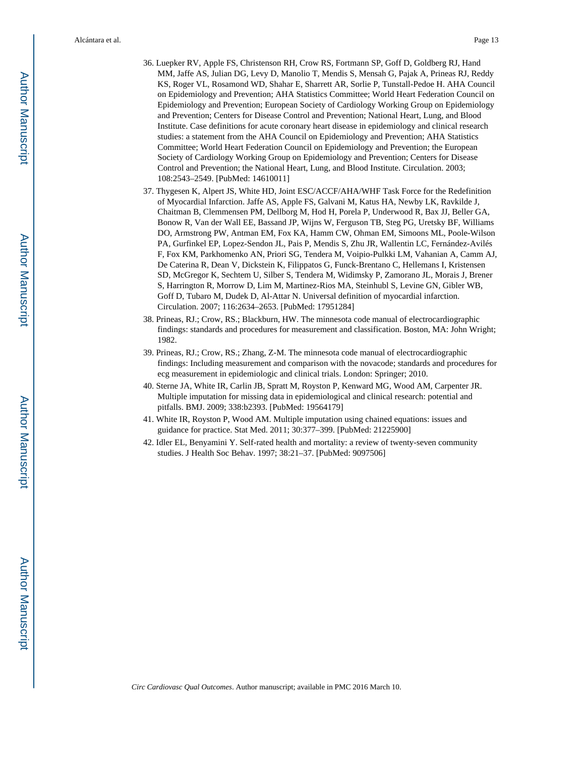36. Luepker RV, Apple FS, Christenson RH, Crow RS, Fortmann SP, Goff D, Goldberg RJ, Hand MM, Jaffe AS, Julian DG, Levy D, Manolio T, Mendis S, Mensah G, Pajak A, Prineas RJ, Reddy KS, Roger VL, Rosamond WD, Shahar E, Sharrett AR, Sorlie P, Tunstall-Pedoe H. AHA Council on Epidemiology and Prevention; AHA Statistics Committee; World Heart Federation Council on Epidemiology and Prevention; European Society of Cardiology Working Group on Epidemiology and Prevention; Centers for Disease Control and Prevention; National Heart, Lung, and Blood Institute. Case definitions for acute coronary heart disease in epidemiology and clinical research studies: a statement from the AHA Council on Epidemiology and Prevention; AHA Statistics Committee; World Heart Federation Council on Epidemiology and Prevention; the European Society of Cardiology Working Group on Epidemiology and Prevention; Centers for Disease Control and Prevention; the National Heart, Lung, and Blood Institute. Circulation. 2003; 108:2543–2549. [PubMed: 14610011]
37. Thygesen K, Alpert JS, White HD, Joint ESC/ACCF/AHA/WHF Task Force for the Redefinition of Myocardial Infarction. Jaffe AS, Apple FS, Galvani M, Katus HA, Newby LK, Ravkilde J, Chaitman B, Clemmensen PM, Dellborg M, Hod H, Porela P, Underwood R, Bax JJ, Beller GA, Bonow R, Van der Wall EE, Bassand JP, Wijns W, Ferguson TB, Steg PG, Uretsky BF, Williams DO, Armstrong PW, Antman EM, Fox KA, Hamm CW, Ohman EM, Simoons ML, Poole-Wilson PA, Gurfinkel EP, Lopez-Sendon JL, Pais P, Mendis S, Zhu JR, Wallentin LC, Fernández-Avilés F, Fox KM, Parkhomenko AN, Priori SG, Tendera M, Voipio-Pulkki LM, Vahanian A, Camm AJ, De Caterina R, Dean V, Dickstein K, Filippatos G, Funck-Brentano C, Hellemans I, Kristensen SD, McGregor K, Sechtem U, Silber S, Tendera M, Widimsky P, Zamorano JL, Morais J, Brener S, Harrington R, Morrow D, Lim M, Martinez-Rios MA, Steinhubl S, Levine GN, Gibler WB, Goff D, Tubaro M, Dudek D, Al-Attar N. Universal definition of myocardial infarction. Circulation. 2007; 116:2634–2653. [PubMed: 17951284]
38. Prineas, RJ.; Crow, RS.; Blackburn, HW. The minnesota code manual of electrocardiographic findings: standards and procedures for measurement and classification. Boston, MA: John Wright; 1982.
39. Prineas, RJ.; Crow, RS.; Zhang, Z-M. The minnesota code manual of electrocardiographic findings: Including measurement and comparison with the novacode; standards and procedures for ecg measurement in epidemiologic and clinical trials. London: Springer; 2010.
40. Sterne JA, White IR, Carlin JB, Spratt M, Royston P, Kenward MG, Wood AM, Carpenter JR. Multiple imputation for missing data in epidemiological and clinical research: potential and pitfalls. BMJ. 2009; 338:b2393. [PubMed: 19564179]
41. White IR, Royston P, Wood AM. Multiple imputation using chained equations: issues and guidance for practice. Stat Med. 2011; 30:377–399. [PubMed: 21225900]
42. Idler EL, Benyamini Y. Self-rated health and mortality: a review of twenty-seven community studies. J Health Soc Behav. 1997; 38:21–37. [PubMed: 9097506]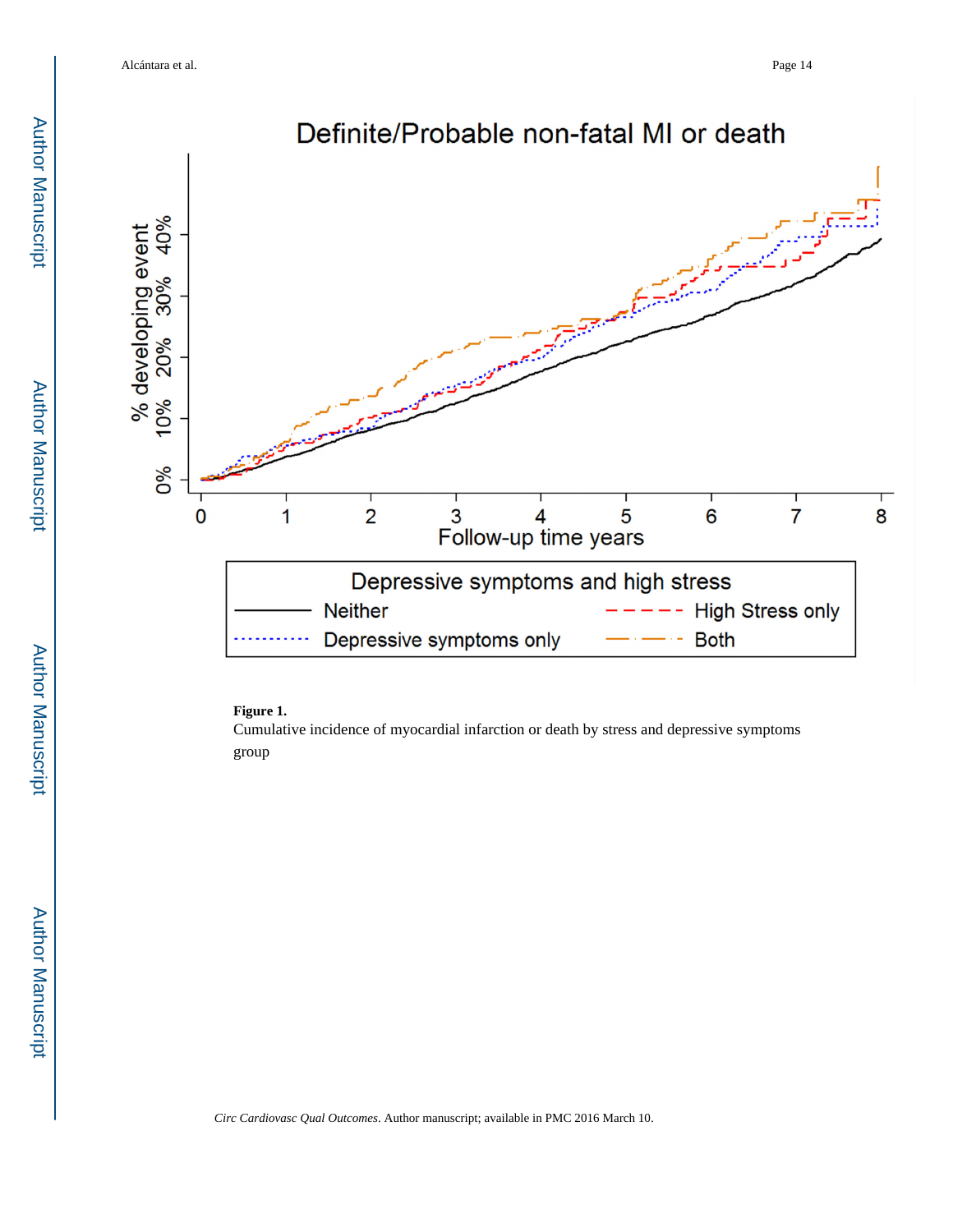**Figure 1.**

Cumulative incidence of myocardial infarction or death by stress and depressive symptoms group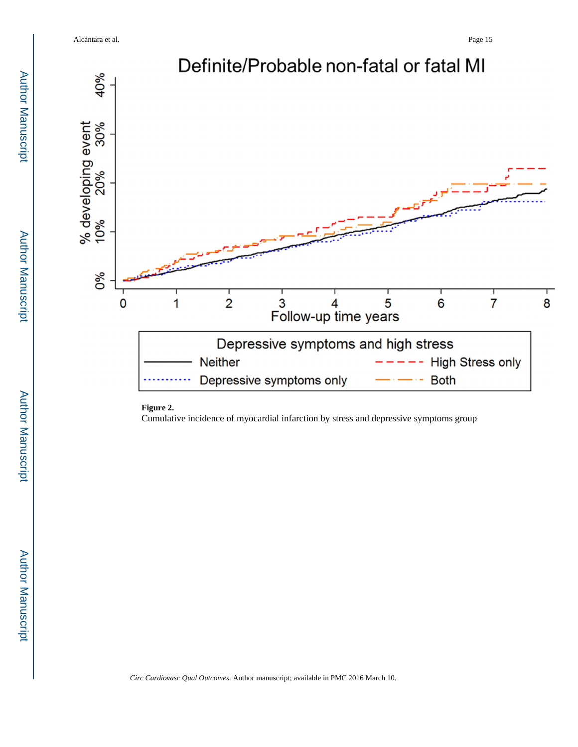**Figure 2.**

Cumulative incidence of myocardial infarction by stress and depressive symptoms group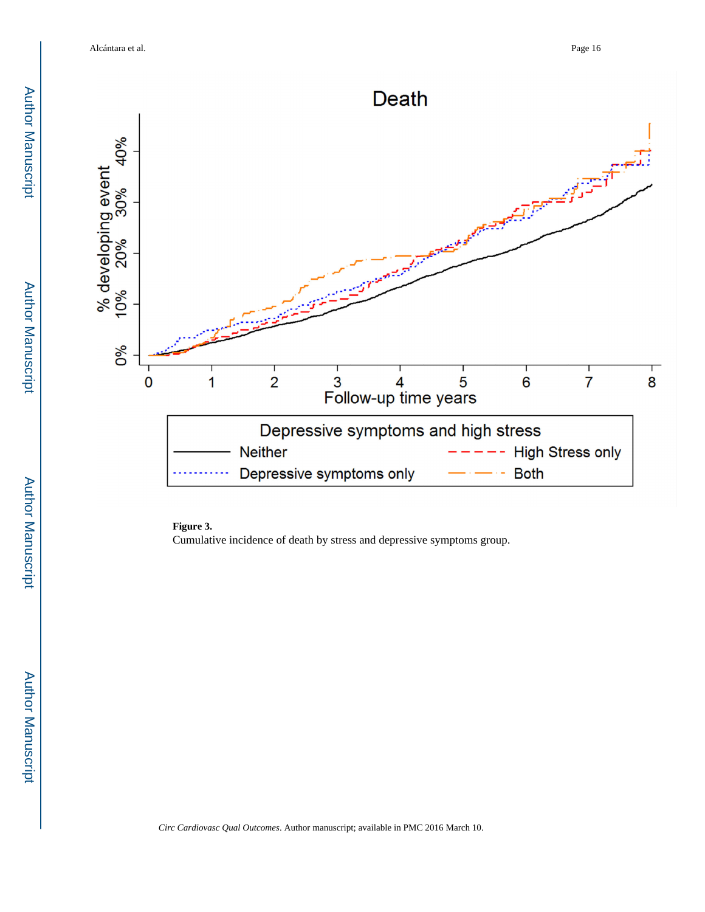**Figure 3.**

Cumulative incidence of death by stress and depressive symptoms group.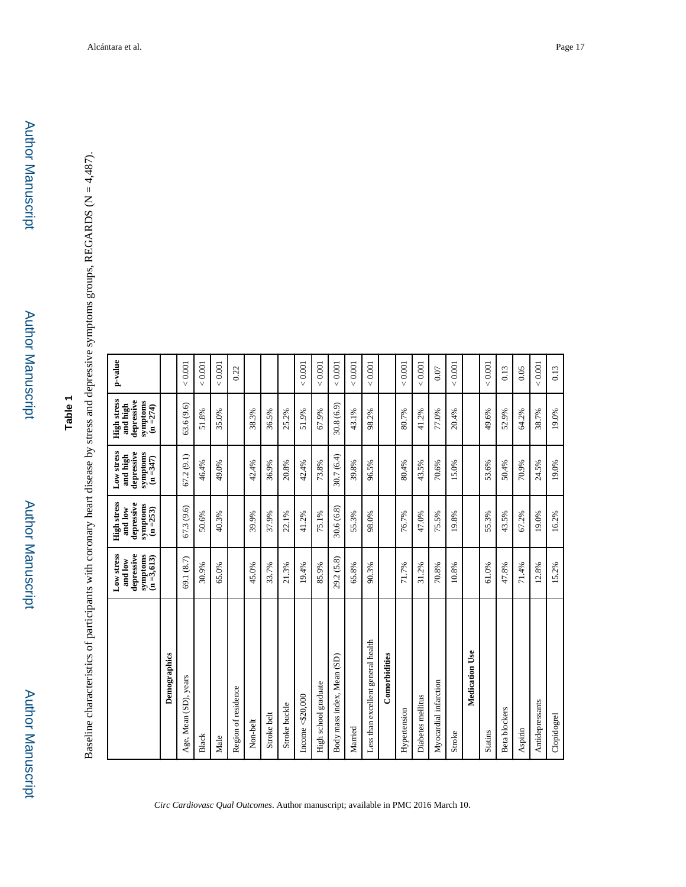**Table 1**

Baseline characteristics of participants with coronary heart disease by stress and depressive symptoms groups, REGARDS (N = 4,487).

| | Low stress and low depressive symptoms (n =3,613) | High stress and low depressive symptoms (n =253) | Low stress and high depressive symptoms (n =347) | High stress and high depressive symptoms (n =274) | p-value |
|---|---|---|---|---|---|
| **Demographics** | | | | | |
| Age, Mean (SD), years | 69.1 (8.7) | 67.3 (9.6) | 67.2 (9.1) | 63.6 (9.6) | < 0.001 |
| Black | 30.9% | 50.6% | 46.4% | 51.8% | < 0.001 |
| Male | 65.0% | 40.3% | 49.0% | 35.0% | < 0.001 |
| Region of residence | | | | | 0.22 |
| Non-belt | 45.0% | 39.9% | 42.4% | 38.3% | |
| Stroke belt | 33.7% | 37.9% | 36.9% | 36.5% | |
| Stroke buckle | 21.3% | 22.1% | 20.8% | 25.2% | |
| Income <$20,000 | 19.4% | 41.2% | 42.4% | 51.9% | < 0.001 |
| High school graduate | 85.9% | 75.1% | 73.8% | 67.9% | < 0.001 |
| Body mass index, Mean (SD) | 29.2 (5.8) | 30.6 (6.8) | 30.7 (6.4) | 30.8 (6.9) | < 0.001 |
| Married | 65.8% | 55.3% | 39.8% | 43.1% | < 0.001 |
| Less than excellent general health | 90.3% | 98.0% | 96.5% | 98.2% | < 0.001 |
| **Comorbidities** | | | | | |
| Hypertension | 71.7% | 76.7% | 80.4% | 80.7% | < 0.001 |
| Diabetes mellitus | 31.2% | 47.0% | 43.5% | 41.2% | < 0.001 |
| Myocardial infarction | 70.8% | 75.5% | 70.6% | 77.0% | 0.07 |
| Stroke | 10.8% | 19.8% | 15.0% | 20.4% | < 0.001 |
| **Medication Use** | | | | | |
| Statins | 61.0% | 55.3% | 53.6% | 49.6% | < 0.001 |
| Beta blockers | 47.8% | 43.5% | 50.4% | 52.9% | 0.13 |
| Aspirin | 71.4% | 67.2% | 70.9% | 64.2% | 0.05 |
| Antidepressants | 12.8% | 19.0% | 24.5% | 38.7% | < 0.001 |
| Clopidogrel | 15.2% | 16.2% | 19.0% | 19.0% | 0.13 |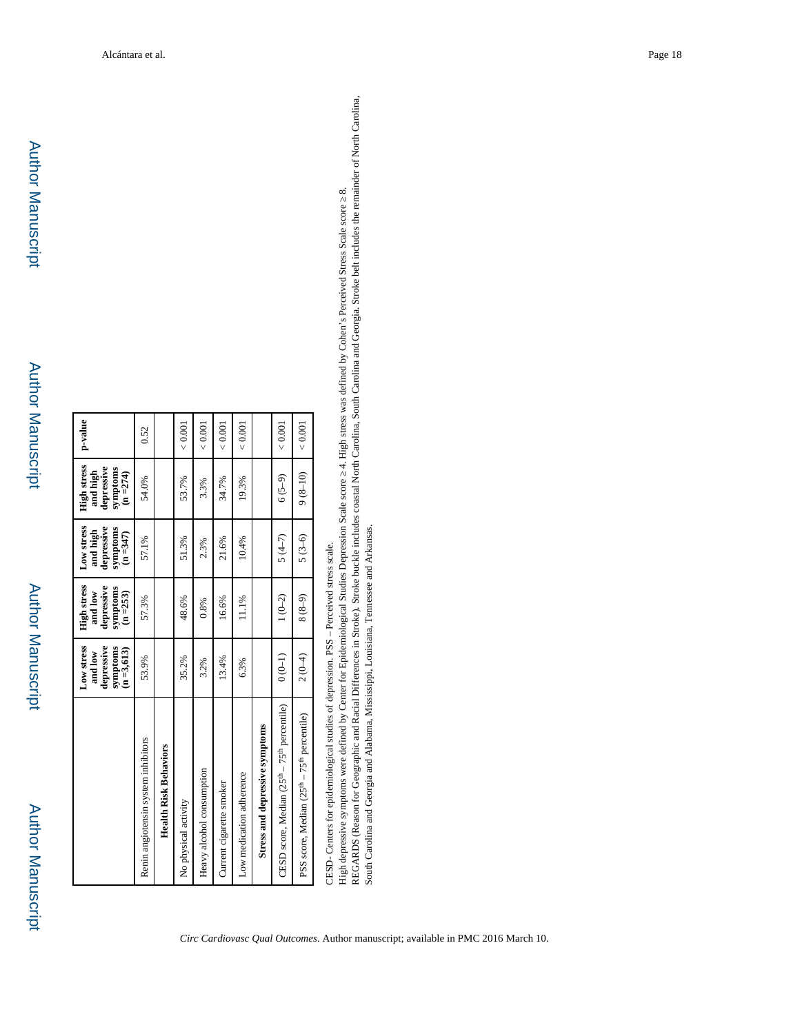|  | Low stress and low depressive symptoms (n =3,613) | High stress and low depressive symptoms (n =253) | Low stress and high depressive symptoms (n =347) | High stress and high depressive symptoms (n =274) | p-value |
|---|---|---|---|---|---|
| Renin angiotensin system inhibitors | 53.9% | 57.3% | 57.1% | 54.0% | 0.52 |
| **Health Risk Behaviors** |  |  |  |  |  |
| No physical activity | 35.2% | 48.6% | 51.3% | 53.7% | < 0.001 |
| Heavy alcohol consumption | 3.2% | 0.8% | 2.3% | 3.3% | < 0.001 |
| Current cigarette smoker | 13.4% | 16.6% | 21.6% | 34.7% | < 0.001 |
| Low medication adherence | 6.3% | 11.1% | 10.4% | 19.3% | < 0.001 |
| **Stress and depressive symptoms** |  |  |  |  |  |
| CESD score, Median ($25^{th}$ – $75^{th}$ percentile) | 0 (0–1) | 1 (0–2) | 5 (4–7) | 6 (5–9) | < 0.001 |
| PSS score, Median ($25^{th}$ – $75^{th}$ percentile) | 2 (0–4) | 8 (8–9) | 5 (3–6) | 9 (8–10) | < 0.001 |

CESD- Centers for epidemiological studies of depression. PSS – Perceived stress scale.

High depressive symptoms were defined by Center for Epidemiological Studies Depression Scale score ≥ 4. High stress was defined by Cohen's Perceived Stress Scale score ≥ 8.

REGARDS (Reason for Geographic and Racial Differences in Stroke). Stroke buckle includes coastal North Carolina, South Carolina and Georgia. Stroke belt includes the remainder of North Carolina, South Carolina and Georgia and Alabama, Mississippi, Louisiana, Tennessee and Arkansas.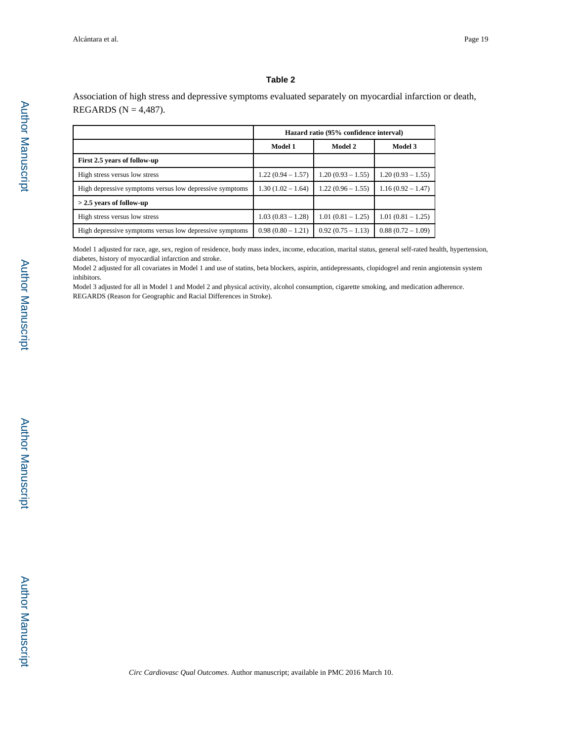## Table 2

Association of high stress and depressive symptoms evaluated separately on myocardial infarction or death, REGARDS (N = 4,487).

| | Hazard ratio (95% confidence interval) | | |
|---|---|---|---|
| | **Model 1** | **Model 2** | **Model 3** |
| **First 2.5 years of follow-up** | | | |
| High stress versus low stress | 1.22 (0.94 – 1.57) | 1.20 (0.93 – 1.55) | 1.20 (0.93 – 1.55) |
| High depressive symptoms versus low depressive symptoms | 1.30 (1.02 – 1.64) | 1.22 (0.96 – 1.55) | 1.16 (0.92 – 1.47) |
| **> 2.5 years of follow-up** | | | |
| High stress versus low stress | 1.03 (0.83 – 1.28) | 1.01 (0.81 – 1.25) | 1.01 (0.81 – 1.25) |
| High depressive symptoms versus low depressive symptoms | 0.98 (0.80 – 1.21) | 0.92 (0.75 – 1.13) | 0.88 (0.72 – 1.09) |

Model 1 adjusted for race, age, sex, region of residence, body mass index, income, education, marital status, general self-rated health, hypertension, diabetes, history of myocardial infarction and stroke.

Model 2 adjusted for all covariates in Model 1 and use of statins, beta blockers, aspirin, antidepressants, clopidogrel and renin angiotensin system inhibitors.

Model 3 adjusted for all in Model 1 and Model 2 and physical activity, alcohol consumption, cigarette smoking, and medication adherence.

REGARDS (Reason for Geographic and Racial Differences in Stroke).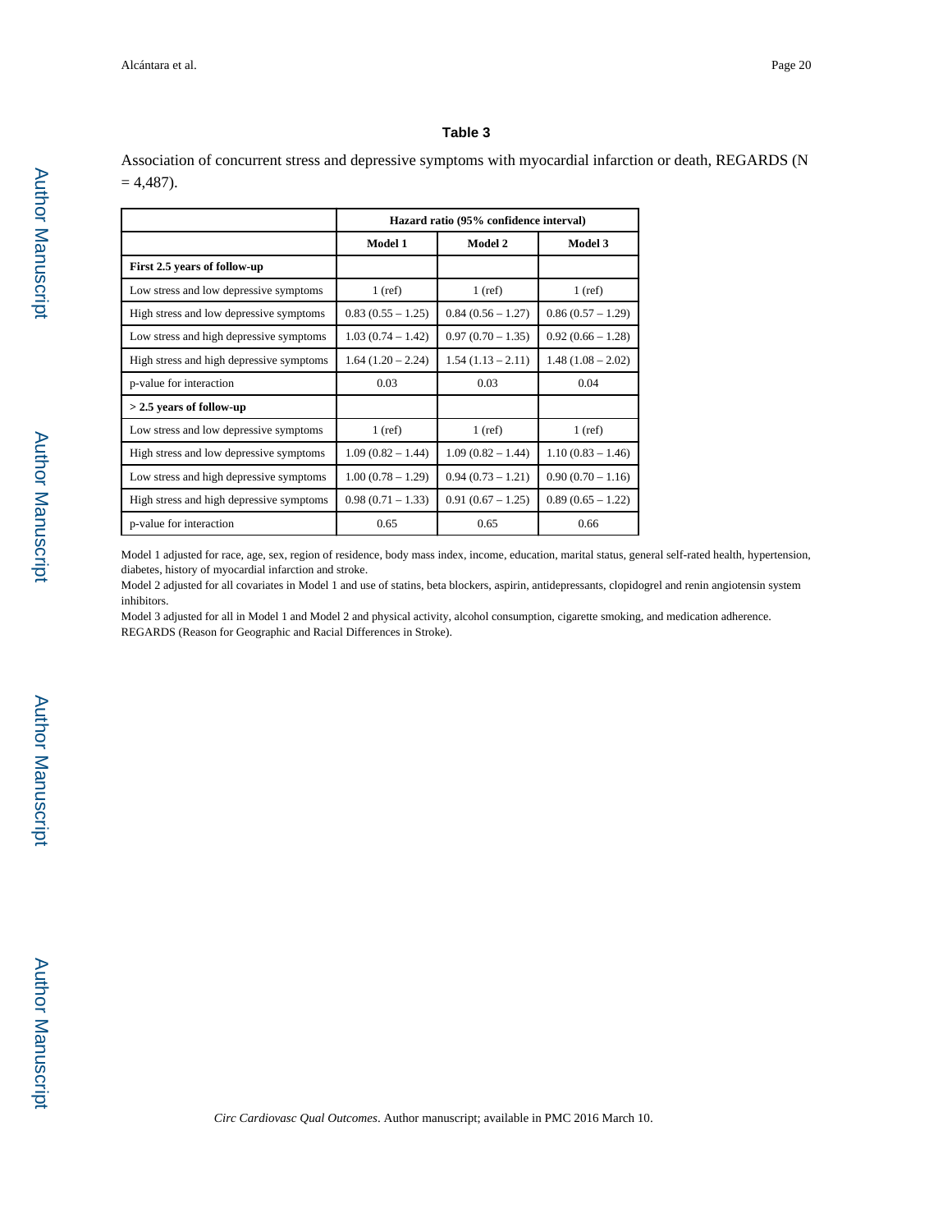## Table 3

Association of concurrent stress and depressive symptoms with myocardial infarction or death, REGARDS (N = 4,487).

| | Hazard ratio (95% confidence interval) | | |
|---|---|---|---|
| | **Model 1** | **Model 2** | **Model 3** |
| **First 2.5 years of follow-up** | | | |
| Low stress and low depressive symptoms | 1 (ref) | 1 (ref) | 1 (ref) |
| High stress and low depressive symptoms | 0.83 (0.55 – 1.25) | 0.84 (0.56 – 1.27) | 0.86 (0.57 – 1.29) |
| Low stress and high depressive symptoms | 1.03 (0.74 – 1.42) | 0.97 (0.70 – 1.35) | 0.92 (0.66 – 1.28) |
| High stress and high depressive symptoms | 1.64 (1.20 – 2.24) | 1.54 (1.13 – 2.11) | 1.48 (1.08 – 2.02) |
| p-value for interaction | 0.03 | 0.03 | 0.04 |
| **> 2.5 years of follow-up** | | | |
| Low stress and low depressive symptoms | 1 (ref) | 1 (ref) | 1 (ref) |
| High stress and low depressive symptoms | 1.09 (0.82 – 1.44) | 1.09 (0.82 – 1.44) | 1.10 (0.83 – 1.46) |
| Low stress and high depressive symptoms | 1.00 (0.78 – 1.29) | 0.94 (0.73 – 1.21) | 0.90 (0.70 – 1.16) |
| High stress and high depressive symptoms | 0.98 (0.71 – 1.33) | 0.91 (0.67 – 1.25) | 0.89 (0.65 – 1.22) |
| p-value for interaction | 0.65 | 0.65 | 0.66 |

Model 1 adjusted for race, age, sex, region of residence, body mass index, income, education, marital status, general self-rated health, hypertension, diabetes, history of myocardial infarction and stroke.

Model 2 adjusted for all covariates in Model 1 and use of statins, beta blockers, aspirin, antidepressants, clopidogrel and renin angiotensin system inhibitors.

Model 3 adjusted for all in Model 1 and Model 2 and physical activity, alcohol consumption, cigarette smoking, and medication adherence.

REGARDS (Reason for Geographic and Racial Differences in Stroke).